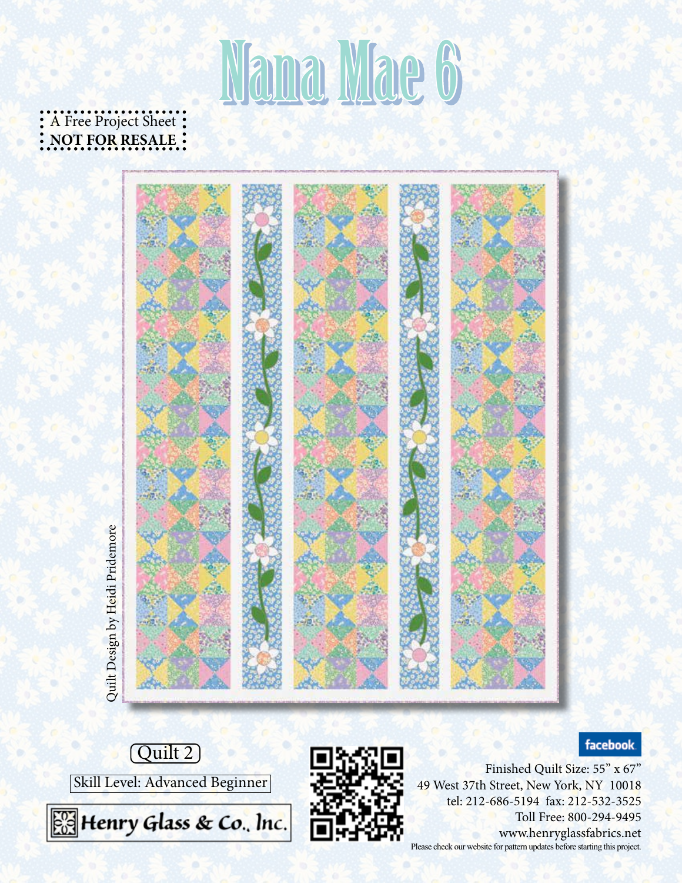# Nana Mae 6

A Free Project Sheet
**NOT FOR RESALE**

Quilt Design by Heidi Pridemore

Quilt 2

Skill Level: Advanced Beginner

Henry Glass & Co., Inc.

facebook

Finished Quilt Size: 55" x 67"

49 West 37th Street, New York, NY 10018

tel: 212-686-5194 fax: 212-532-3525

Toll Free: 800-294-9495

www.henryglassfabrics.net

Please check our website for pattern updates before starting this project.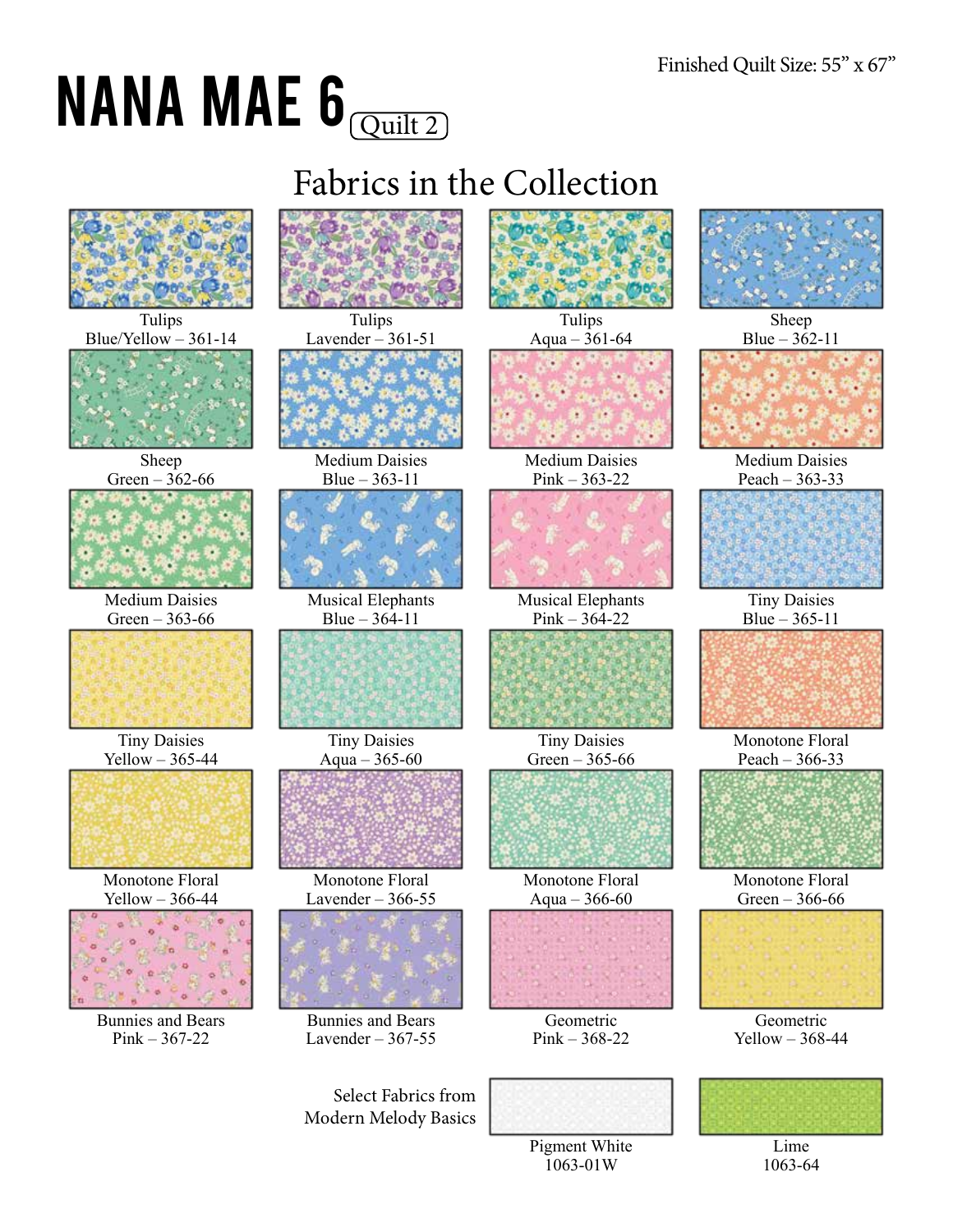Finished Quilt Size: 55" x 67"

# NANA MAE 6 (Quilt 2)

## Fabrics in the Collection

Tulips
Blue/Yellow – 361-14

Tulips
Lavender – 361-51

Tulips
Aqua – 361-64

Sheep
Blue – 362-11

Sheep
Green – 362-66

Medium Daisies
Blue – 363-11

Medium Daisies
Pink – 363-22

Medium Daisies
Peach – 363-33

Medium Daisies
Green – 363-66

Musical Elephants
Blue – 364-11

Musical Elephants
Pink – 364-22

Tiny Daisies
Blue – 365-11

Tiny Daisies
Yellow – 365-44

Tiny Daisies
Aqua – 365-60

Tiny Daisies
Green – 365-66

Monotone Floral
Peach – 366-33

Monotone Floral
Yellow – 366-44

Monotone Floral
Lavender – 366-55

Monotone Floral
Aqua – 366-60

Monotone Floral
Green – 366-66

Bunnies and Bears
Pink – 367-22

Bunnies and Bears
Lavender – 367-55

Geometric
Pink – 368-22

Geometric
Yellow – 368-44

Select Fabrics from
Modern Melody Basics

Pigment White
1063-01W

Lime
1063-64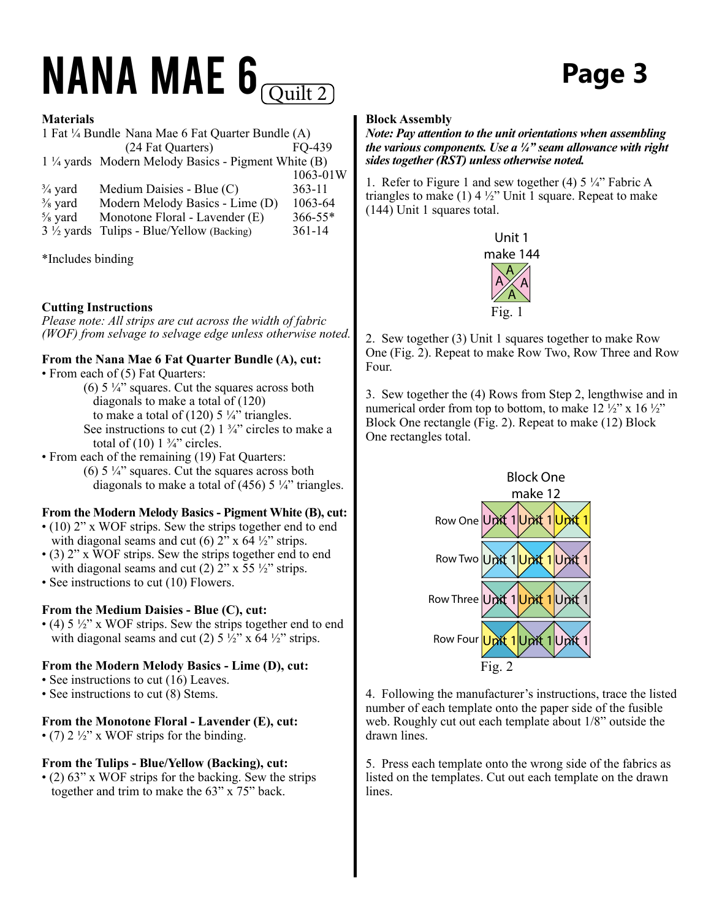# NANA MAE 6 (Quilt 2)

## Page 3

**Materials**

| | | |
|---|---|---|
| 1 Fat ¼ Bundle | Nana Mae 6 Fat Quarter Bundle (A) (24 Fat Quarters) | FQ-439 |
| 1 ¼ yards | Modern Melody Basics - Pigment White (B) | 1063-01W |
| ¾ yard | Medium Daisies - Blue (C) | 363-11 |
| ⅜ yard | Modern Melody Basics - Lime (D) | 1063-64 |
| ⅝ yard | Monotone Floral - Lavender (E) | 366-55* |
| 3 ½ yards | Tulips - Blue/Yellow (Backing) | 361-14 |

*Includes binding

**Cutting Instructions**

*Please note: All strips are cut across the width of fabric (WOF) from selvage to selvage edge unless otherwise noted.*

**From the Nana Mae 6 Fat Quarter Bundle (A), cut:**

- From each of (5) Fat Quarters:
  - (6) 5 ¼" squares. Cut the squares across both diagonals to make a total of (120) to make a total of (120) 5 ¼" triangles.
  - See instructions to cut (2) 1 ¾" circles to make a total of (10) 1 ¾" circles.
- From each of the remaining (19) Fat Quarters:
  - (6) 5 ¼" squares. Cut the squares across both diagonals to make a total of (456) 5 ¼" triangles.

**From the Modern Melody Basics - Pigment White (B), cut:**

- (10) 2" x WOF strips. Sew the strips together end to end with diagonal seams and cut (6) 2" x 64 ½" strips.
- (3) 2" x WOF strips. Sew the strips together end to end with diagonal seams and cut (2) 2" x 55 ½" strips.
- See instructions to cut (10) Flowers.

**From the Medium Daisies - Blue (C), cut:**

- (4) 5 ½" x WOF strips. Sew the strips together end to end with diagonal seams and cut (2) 5 ½" x 64 ½" strips.

**From the Modern Melody Basics - Lime (D), cut:**

- See instructions to cut (16) Leaves.
- See instructions to cut (8) Stems.

**From the Monotone Floral - Lavender (E), cut:**

- (7) 2 ½" x WOF strips for the binding.

**From the Tulips - Blue/Yellow (Backing), cut:**

- (2) 63" x WOF strips for the backing. Sew the strips together and trim to make the 63" x 75" back.

**Block Assembly**

***Note: Pay attention to the unit orientations when assembling the various components. Use a ¼" seam allowance with right sides together (RST) unless otherwise noted.***

1. Refer to Figure 1 and sew together (4) 5 ¼" Fabric A triangles to make (1) 4 ½" Unit 1 square. Repeat to make (144) Unit 1 squares total.

Unit 1
make 144

Fig. 1

2. Sew together (3) Unit 1 squares together to make Row One (Fig. 2). Repeat to make Row Two, Row Three and Row Four.

3. Sew together the (4) Rows from Step 2, lengthwise and in numerical order from top to bottom, to make 12 ½" x 16 ½" Block One rectangle (Fig. 2). Repeat to make (12) Block One rectangles total.

Block One
make 12

Fig. 2

4. Following the manufacturer's instructions, trace the listed number of each template onto the paper side of the fusible web. Roughly cut out each template about 1/8" outside the drawn lines.

5. Press each template onto the wrong side of the fabrics as listed on the templates. Cut out each template on the drawn lines.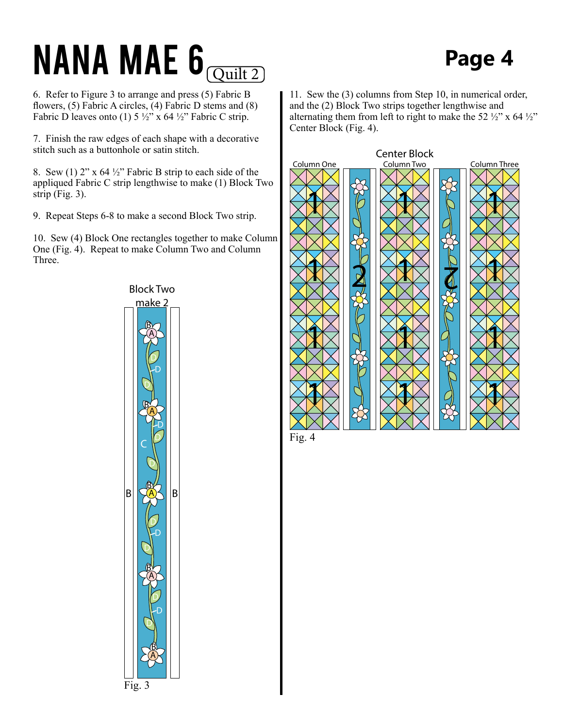# NANA MAE 6 (Quilt 2)

6. Refer to Figure 3 to arrange and press (5) Fabric B flowers, (5) Fabric A circles, (4) Fabric D stems and (8) Fabric D leaves onto (1) 5 ½" x 64 ½" Fabric C strip.

7. Finish the raw edges of each shape with a decorative stitch such as a buttonhole or satin stitch.

8. Sew (1) 2" x 64 ½" Fabric B strip to each side of the appliqued Fabric C strip lengthwise to make (1) Block Two strip (Fig. 3).

9. Repeat Steps 6-8 to make a second Block Two strip.

10. Sew (4) Block One rectangles together to make Column One (Fig. 4). Repeat to make Column Two and Column Three.

Block Two make 2

Fig. 3

11. Sew the (3) columns from Step 10, in numerical order, and the (2) Block Two strips together lengthwise and alternating them from left to right to make the 52 ½" x 64 ½" Center Block (Fig. 4).

Center Block

Column One, Column Two, Column Three

Fig. 4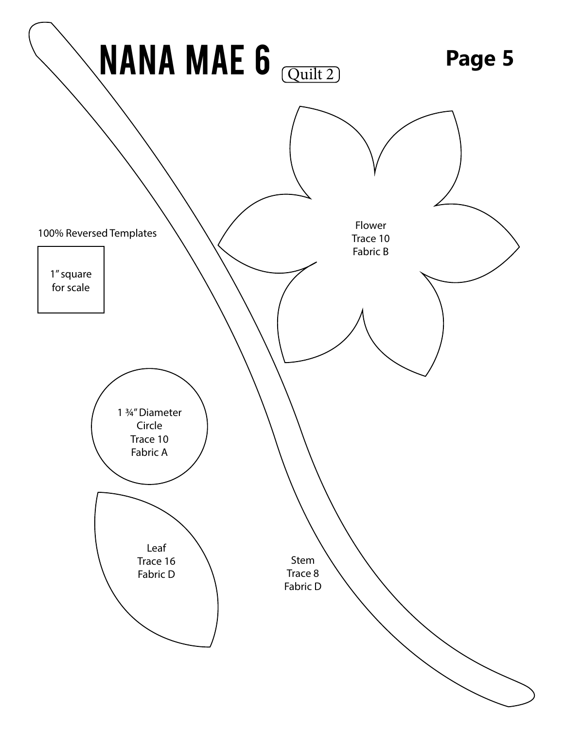# NANA MAE 6 (Quilt 2)

**Page 5**

100% Reversed Templates

1" square for scale

Flower
Trace 10
Fabric B

1 ¾" Diameter
Circle
Trace 10
Fabric A

Leaf
Trace 16
Fabric D

Stem
Trace 8
Fabric D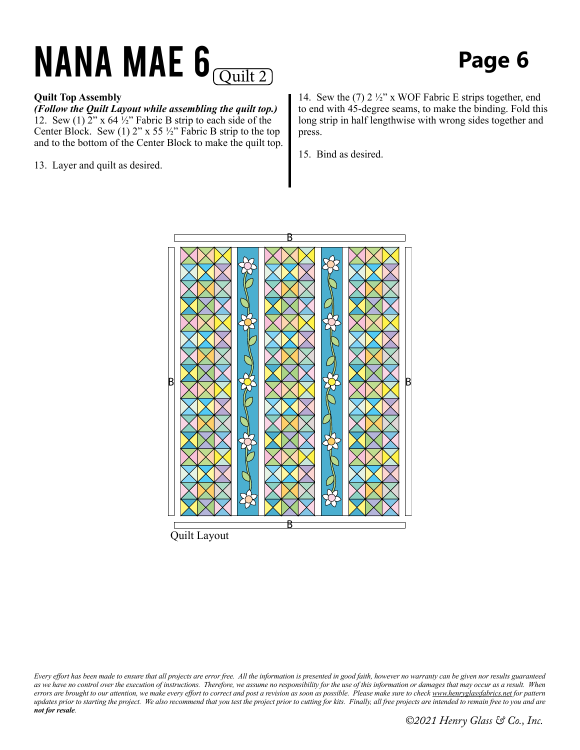# NANA MAE 6 Quilt 2

**Quilt Top Assembly**

***(Follow the Quilt Layout while assembling the quilt top.)***

12. Sew (1) 2" x 64 ½" Fabric B strip to each side of the Center Block. Sew (1) 2" x 55 ½" Fabric B strip to the top and to the bottom of the Center Block to make the quilt top.

13. Layer and quilt as desired.

14. Sew the (7) 2 ½" x WOF Fabric E strips together, end to end with 45-degree seams, to make the binding. Fold this long strip in half lengthwise with wrong sides together and press.

15. Bind as desired.

B

B

B

B

Quilt Layout

*Every effort has been made to ensure that all projects are error free. All the information is presented in good faith, however no warranty can be given nor results guaranteed as we have no control over the execution of instructions. Therefore, we assume no responsibility for the use of this information or damages that may occur as a result. When errors are brought to our attention, we make every effort to correct and post a revision as soon as possible. Please make sure to check www.henryglassfabrics.net for pattern updates prior to starting the project. We also recommend that you test the project prior to cutting for kits. Finally, all free projects are intended to remain free to you and are **not for resale**.*

*©2021 Henry Glass & Co., Inc.*